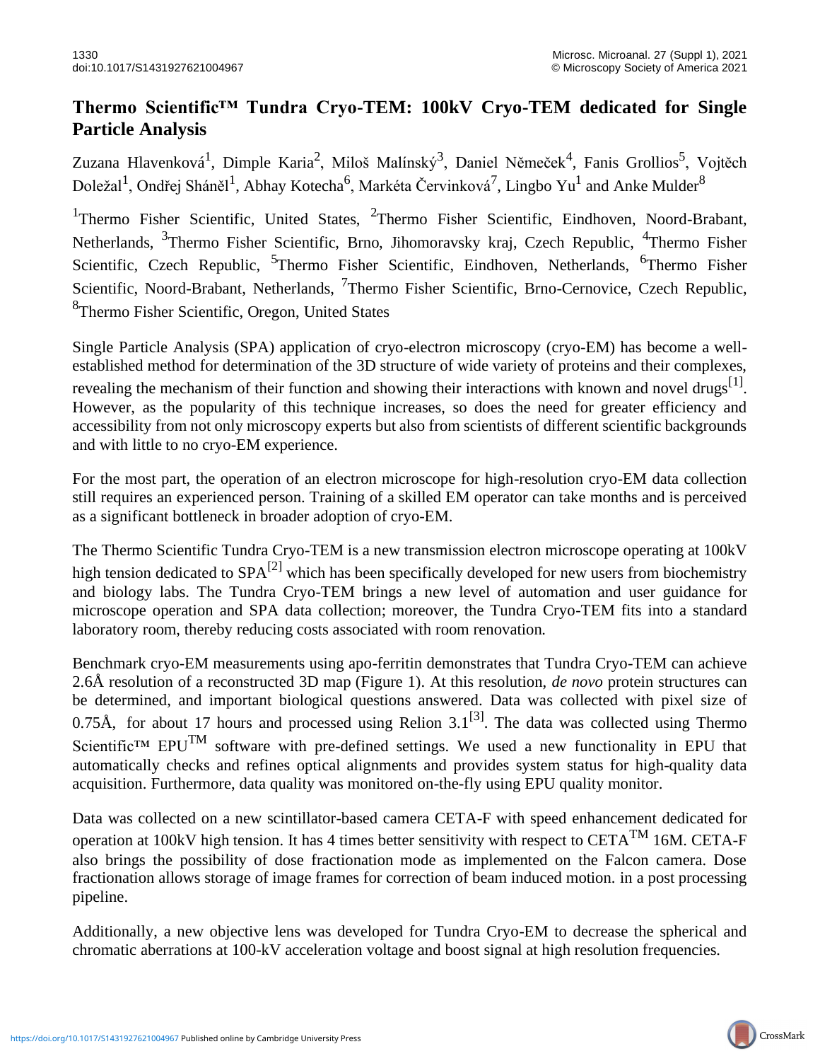# Thermo Scientific™ Tundra Cryo-TEM: 100kV Cryo-TEM dedicated for Single Particle Analysis

Zuzana Hlavenková[1], Dimple Karia[2], Miloš Malínský[3], Daniel Němeček[4], Fanis Grollios[5], Vojtěch Doležal[1], Ondřej Sháněl[1], Abhay Kotecha[6], Markéta Červinková[7], Lingbo Yu[1] and Anke Mulder[8]

[1]Thermo Fisher Scientific, United States, [2]Thermo Fisher Scientific, Eindhoven, Noord-Brabant, Netherlands, [3]Thermo Fisher Scientific, Brno, Jihomoravsky kraj, Czech Republic, [4]Thermo Fisher Scientific, Czech Republic, [5]Thermo Fisher Scientific, Eindhoven, Netherlands, [6]Thermo Fisher Scientific, Noord-Brabant, Netherlands, [7]Thermo Fisher Scientific, Brno-Cernovice, Czech Republic, [8]Thermo Fisher Scientific, Oregon, United States

Single Particle Analysis (SPA) application of cryo-electron microscopy (cryo-EM) has become a well-established method for determination of the 3D structure of wide variety of proteins and their complexes, revealing the mechanism of their function and showing their interactions with known and novel drugs[1]. However, as the popularity of this technique increases, so does the need for greater efficiency and accessibility from not only microscopy experts but also from scientists of different scientific backgrounds and with little to no cryo-EM experience.

For the most part, the operation of an electron microscope for high-resolution cryo-EM data collection still requires an experienced person. Training of a skilled EM operator can take months and is perceived as a significant bottleneck in broader adoption of cryo-EM.

The Thermo Scientific Tundra Cryo-TEM is a new transmission electron microscope operating at 100kV high tension dedicated to SPA[2] which has been specifically developed for new users from biochemistry and biology labs. The Tundra Cryo-TEM brings a new level of automation and user guidance for microscope operation and SPA data collection; moreover, the Tundra Cryo-TEM fits into a standard laboratory room, thereby reducing costs associated with room renovation.

Benchmark cryo-EM measurements using apo-ferritin demonstrates that Tundra Cryo-TEM can achieve 2.6Å resolution of a reconstructed 3D map (Figure 1). At this resolution, *de novo* protein structures can be determined, and important biological questions answered. Data was collected with pixel size of 0.75Å, for about 17 hours and processed using Relion 3.1[3]. The data was collected using Thermo Scientific™ EPU™ software with pre-defined settings. We used a new functionality in EPU that automatically checks and refines optical alignments and provides system status for high-quality data acquisition. Furthermore, data quality was monitored on-the-fly using EPU quality monitor.

Data was collected on a new scintillator-based camera CETA-F with speed enhancement dedicated for operation at 100kV high tension. It has 4 times better sensitivity with respect to CETA™ 16M. CETA-F also brings the possibility of dose fractionation mode as implemented on the Falcon camera. Dose fractionation allows storage of image frames for correction of beam induced motion. in a post processing pipeline.

Additionally, a new objective lens was developed for Tundra Cryo-EM to decrease the spherical and chromatic aberrations at 100-kV acceleration voltage and boost signal at high resolution frequencies.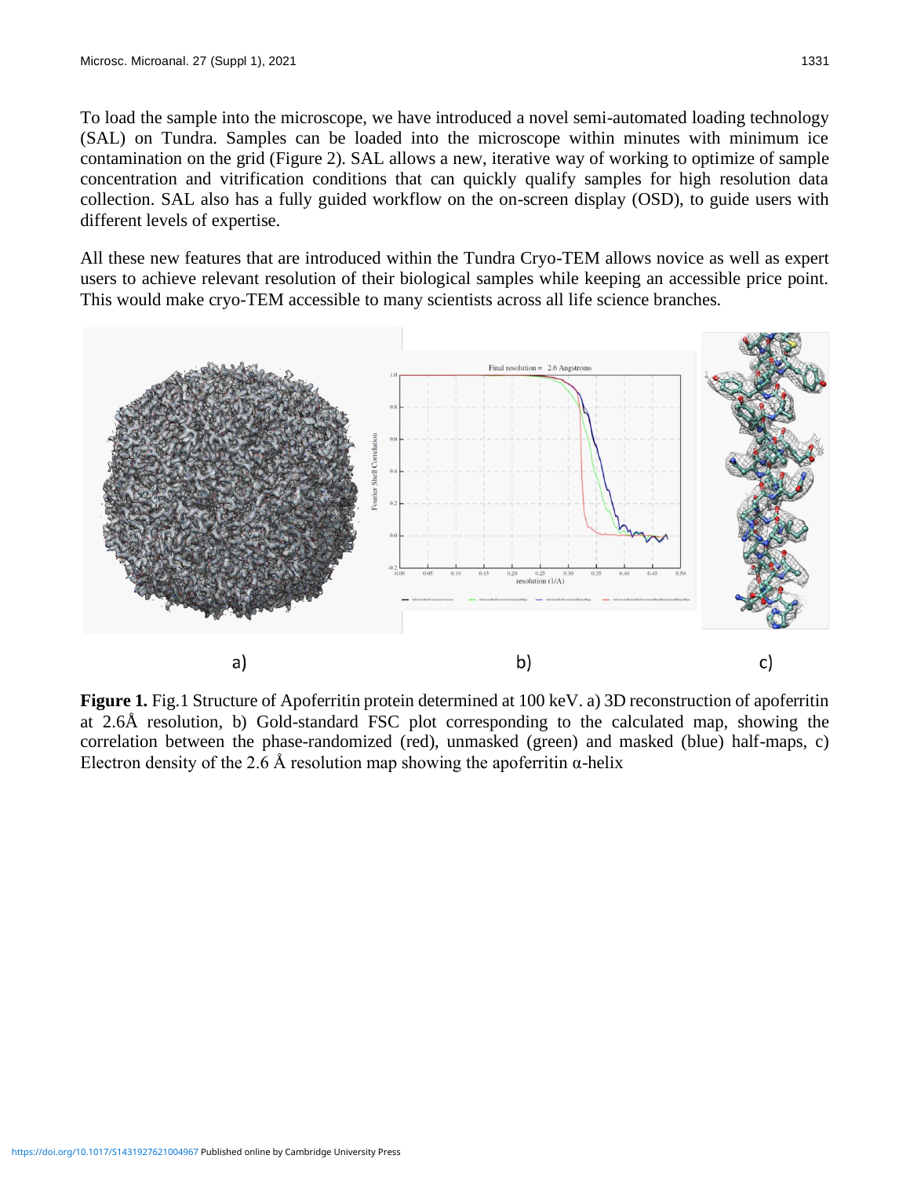To load the sample into the microscope, we have introduced a novel semi-automated loading technology (SAL) on Tundra. Samples can be loaded into the microscope within minutes with minimum ice contamination on the grid (Figure 2). SAL allows a new, iterative way of working to optimize of sample concentration and vitrification conditions that can quickly qualify samples for high resolution data collection. SAL also has a fully guided workflow on the on-screen display (OSD), to guide users with different levels of expertise.

All these new features that are introduced within the Tundra Cryo-TEM allows novice as well as expert users to achieve relevant resolution of their biological samples while keeping an accessible price point. This would make cryo-TEM accessible to many scientists across all life science branches.

**Figure 1.** Fig.1 Structure of Apoferritin protein determined at 100 keV. a) 3D reconstruction of apoferritin at 2.6Å resolution, b) Gold-standard FSC plot corresponding to the calculated map, showing the correlation between the phase-randomized (red), unmasked (green) and masked (blue) half-maps, c) Electron density of the 2.6 Å resolution map showing the apoferritin α-helix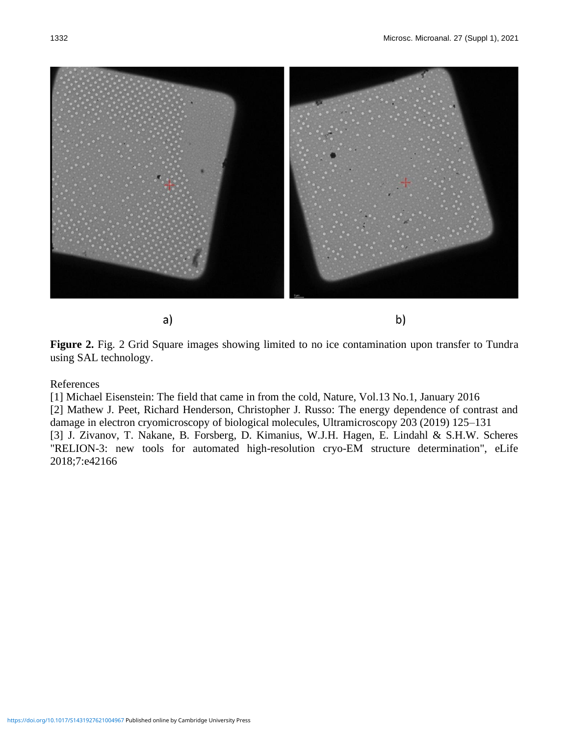a) b)

**Figure 2.** Fig. 2 Grid Square images showing limited to no ice contamination upon transfer to Tundra using SAL technology.

References

[1] Michael Eisenstein: The field that came in from the cold, Nature, Vol.13 No.1, January 2016

[2] Mathew J. Peet, Richard Henderson, Christopher J. Russo: The energy dependence of contrast and damage in electron cryomicroscopy of biological molecules, Ultramicroscopy 203 (2019) 125–131

[3] J. Zivanov, T. Nakane, B. Forsberg, D. Kimanius, W.J.H. Hagen, E. Lindahl & S.H.W. Scheres "RELION-3: new tools for automated high-resolution cryo-EM structure determination", eLife 2018;7:e42166